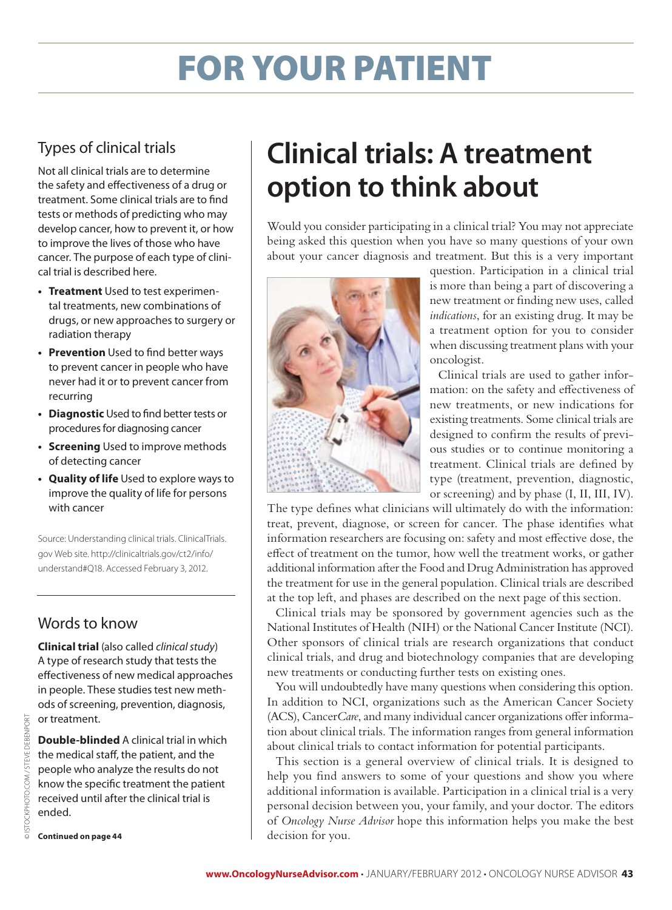# FOR YOUR PATIENT

# Clinical trials: A treatment option to think about

Would you consider participating in a clinical trial? You may not appreciate being asked this question when you have so many questions of your own about your cancer diagnosis and treatment. But this is a very important question. Participation in a clinical trial is more than being a part of discovering a new treatment or finding new uses, called *indications*, for an existing drug. It may be a treatment option for you to consider when discussing treatment plans with your oncologist.

Clinical trials are used to gather information: on the safety and effectiveness of new treatments, or new indications for existing treatments. Some clinical trials are designed to confirm the results of previous studies or to continue monitoring a treatment. Clinical trials are defined by type (treatment, prevention, diagnostic, or screening) and by phase (I, II, III, IV). The type defines what clinicians will ultimately do with the information: treat, prevent, diagnose, or screen for cancer. The phase identifies what information researchers are focusing on: safety and most effective dose, the effect of treatment on the tumor, how well the treatment works, or gather additional information after the Food and Drug Administration has approved the treatment for use in the general population. Clinical trials are described at the top left, and phases are described on the next page of this section.

Clinical trials may be sponsored by government agencies such as the National Institutes of Health (NIH) or the National Cancer Institute (NCI). Other sponsors of clinical trials are research organizations that conduct clinical trials, and drug and biotechnology companies that are developing new treatments or conducting further tests on existing ones.

You will undoubtedly have many questions when considering this option. In addition to NCI, organizations such as the American Cancer Society (ACS), Cancer*Care*, and many individual cancer organizations offer information about clinical trials. The information ranges from general information about clinical trials to contact information for potential participants.

This section is a general overview of clinical trials. It is designed to help you find answers to some of your questions and show you where additional information is available. Participation in a clinical trial is a very personal decision between you, your family, and your doctor. The editors of *Oncology Nurse Advisor* hope this information helps you make the best decision for you.

## Types of clinical trials

Not all clinical trials are to determine the safety and effectiveness of a drug or treatment. Some clinical trials are to find tests or methods of predicting who may develop cancer, how to prevent it, or how to improve the lives of those who have cancer. The purpose of each type of clinical trial is described here.

- **Treatment** Used to test experimental treatments, new combinations of drugs, or new approaches to surgery or radiation therapy
- **Prevention** Used to find better ways to prevent cancer in people who have never had it or to prevent cancer from recurring
- **Diagnostic** Used to find better tests or procedures for diagnosing cancer
- **Screening** Used to improve methods of detecting cancer
- **Quality of life** Used to explore ways to improve the quality of life for persons with cancer

Source: Understanding clinical trials. ClinicalTrials.gov Web site. http://clinicaltrials.gov/ct2/info/understand#Q18. Accessed February 3, 2012.

## Words to know

**Clinical trial** (also called *clinical study*) A type of research study that tests the effectiveness of new medical approaches in people. These studies test new methods of screening, prevention, diagnosis, or treatment.

**Double-blinded** A clinical trial in which the medical staff, the patient, and the people who analyze the results do not know the specific treatment the patient received until after the clinical trial is ended.

**Continued on page 44**

© ISTOCKPHOTO.COM / STEVE DEBENPORT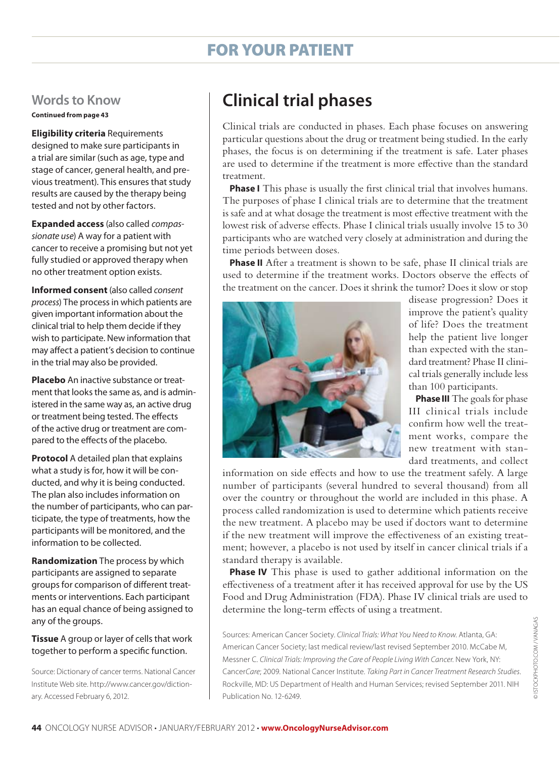# FOR YOUR PATIENT

## Words to Know

**Continued from page 43**

**Eligibility criteria** Requirements designed to make sure participants in a trial are similar (such as age, type and stage of cancer, general health, and previous treatment). This ensures that study results are caused by the therapy being tested and not by other factors.

**Expanded access** (also called *compassionate use*) A way for a patient with cancer to receive a promising but not yet fully studied or approved therapy when no other treatment option exists.

**Informed consent** (also called *consent process*) The process in which patients are given important information about the clinical trial to help them decide if they wish to participate. New information that may affect a patient's decision to continue in the trial may also be provided.

**Placebo** An inactive substance or treatment that looks the same as, and is administered in the same way as, an active drug or treatment being tested. The effects of the active drug or treatment are compared to the effects of the placebo.

**Protocol** A detailed plan that explains what a study is for, how it will be conducted, and why it is being conducted. The plan also includes information on the number of participants, who can participate, the type of treatments, how the participants will be monitored, and the information to be collected.

**Randomization** The process by which participants are assigned to separate groups for comparison of different treatments or interventions. Each participant has an equal chance of being assigned to any of the groups.

**Tissue** A group or layer of cells that work together to perform a specific function.

Source: Dictionary of cancer terms. National Cancer Institute Web site. http://www.cancer.gov/dictionary. Accessed February 6, 2012.

## Clinical trial phases

Clinical trials are conducted in phases. Each phase focuses on answering particular questions about the drug or treatment being studied. In the early phases, the focus is on determining if the treatment is safe. Later phases are used to determine if the treatment is more effective than the standard treatment.

**Phase I** This phase is usually the first clinical trial that involves humans. The purposes of phase I clinical trials are to determine that the treatment is safe and at what dosage the treatment is most effective treatment with the lowest risk of adverse effects. Phase I clinical trials usually involve 15 to 30 participants who are watched very closely at administration and during the time periods between doses.

**Phase II** After a treatment is shown to be safe, phase II clinical trials are used to determine if the treatment works. Doctors observe the effects of the treatment on the cancer. Does it shrink the tumor? Does it slow or stop disease progression? Does it improve the patient's quality of life? Does the treatment help the patient live longer than expected with the standard treatment? Phase II clinical trials generally include less than 100 participants.

**Phase III** The goals for phase III clinical trials include confirm how well the treatment works, compare the new treatment with standard treatments, and collect information on side effects and how to use the treatment safely. A large number of participants (several hundred to several thousand) from all over the country or throughout the world are included in this phase. A process called randomization is used to determine which patients receive the new treatment. A placebo may be used if doctors want to determine if the new treatment will improve the effectiveness of an existing treatment; however, a placebo is not used by itself in cancer clinical trials if a standard therapy is available.

**Phase IV** This phase is used to gather additional information on the effectiveness of a treatment after it has received approval for use by the US Food and Drug Administration (FDA). Phase IV clinical trials are used to determine the long-term effects of using a treatment.

Sources: American Cancer Society. *Clinical Trials: What You Need to Know.* Atlanta, GA: American Cancer Society; last medical review/last revised September 2010. McCabe M, Messner C. *Clinical Trials: Improving the Care of People Living With Cancer.* New York, NY: Cancer*Care*; 2009. National Cancer Institute. *Taking Part in Cancer Treatment Research Studies.* Rockville, MD: US Department of Health and Human Services; revised September 2011. NIH Publication No. 12-6249.

© ISTOCKPHOTO.COM / VANAGAS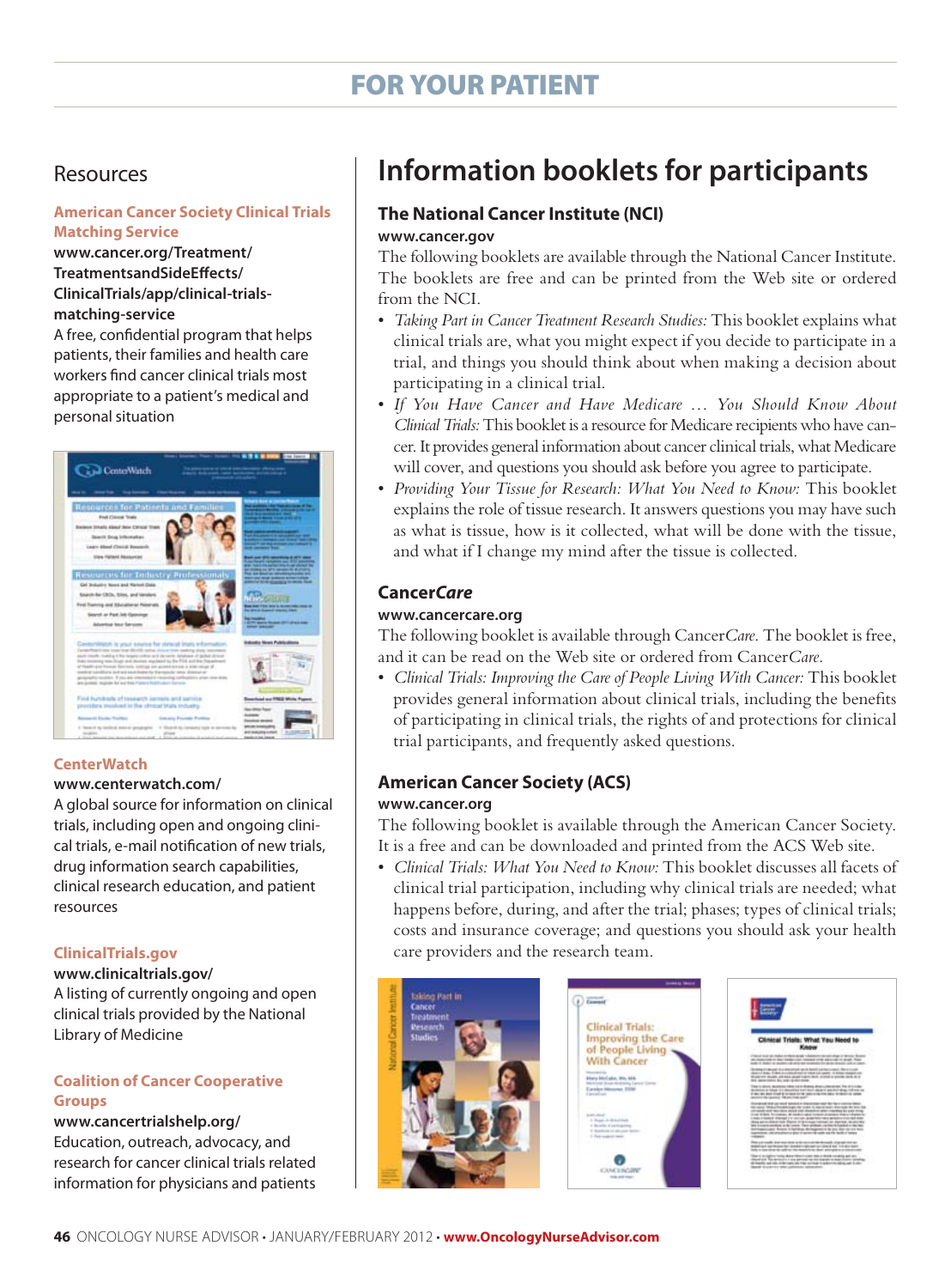# FOR YOUR PATIENT

## Resources

**American Cancer Society Clinical Trials Matching Service**

**www.cancer.org/Treatment/TreatmentsandSideEffects/ClinicalTrials/app/clinical-trials-matching-service**

A free, confidential program that helps patients, their families and health care workers find cancer clinical trials most appropriate to a patient's medical and personal situation

**CenterWatch**

**www.centerwatch.com/**

A global source for information on clinical trials, including open and ongoing clinical trials, e-mail notification of new trials, drug information search capabilities, clinical research education, and patient resources

**ClinicalTrials.gov**

**www.clinicaltrials.gov/**

A listing of currently ongoing and open clinical trials provided by the National Library of Medicine

**Coalition of Cancer Cooperative Groups**

**www.cancertrialshelp.org/**

Education, outreach, advocacy, and research for cancer clinical trials related information for physicians and patients

# Information booklets for participants

### The National Cancer Institute (NCI)

**www.cancer.gov**

The following booklets are available through the National Cancer Institute. The booklets are free and can be printed from the Web site or ordered from the NCI.

- *Taking Part in Cancer Treatment Research Studies:* This booklet explains what clinical trials are, what you might expect if you decide to participate in a trial, and things you should think about when making a decision about participating in a clinical trial.
- *If You Have Cancer and Have Medicare … You Should Know About Clinical Trials:* This booklet is a resource for Medicare recipients who have cancer. It provides general information about cancer clinical trials, what Medicare will cover, and questions you should ask before you agree to participate.
- *Providing Your Tissue for Research: What You Need to Know:* This booklet explains the role of tissue research. It answers questions you may have such as what is tissue, how is it collected, what will be done with the tissue, and what if I change my mind after the tissue is collected.

### Cancer*Care*

**www.cancercare.org**

The following booklet is available through Cancer*Care*. The booklet is free, and it can be read on the Web site or ordered from Cancer*Care*.

- *Clinical Trials: Improving the Care of People Living With Cancer:* This booklet provides general information about clinical trials, including the benefits of participating in clinical trials, the rights of and protections for clinical trial participants, and frequently asked questions.

### American Cancer Society (ACS)

**www.cancer.org**

The following booklet is available through the American Cancer Society. It is a free and can be downloaded and printed from the ACS Web site.

- *Clinical Trials: What You Need to Know:* This booklet discusses all facets of clinical trial participation, including why clinical trials are needed; what happens before, during, and after the trial; phases; types of clinical trials; costs and insurance coverage; and questions you should ask your health care providers and the research team.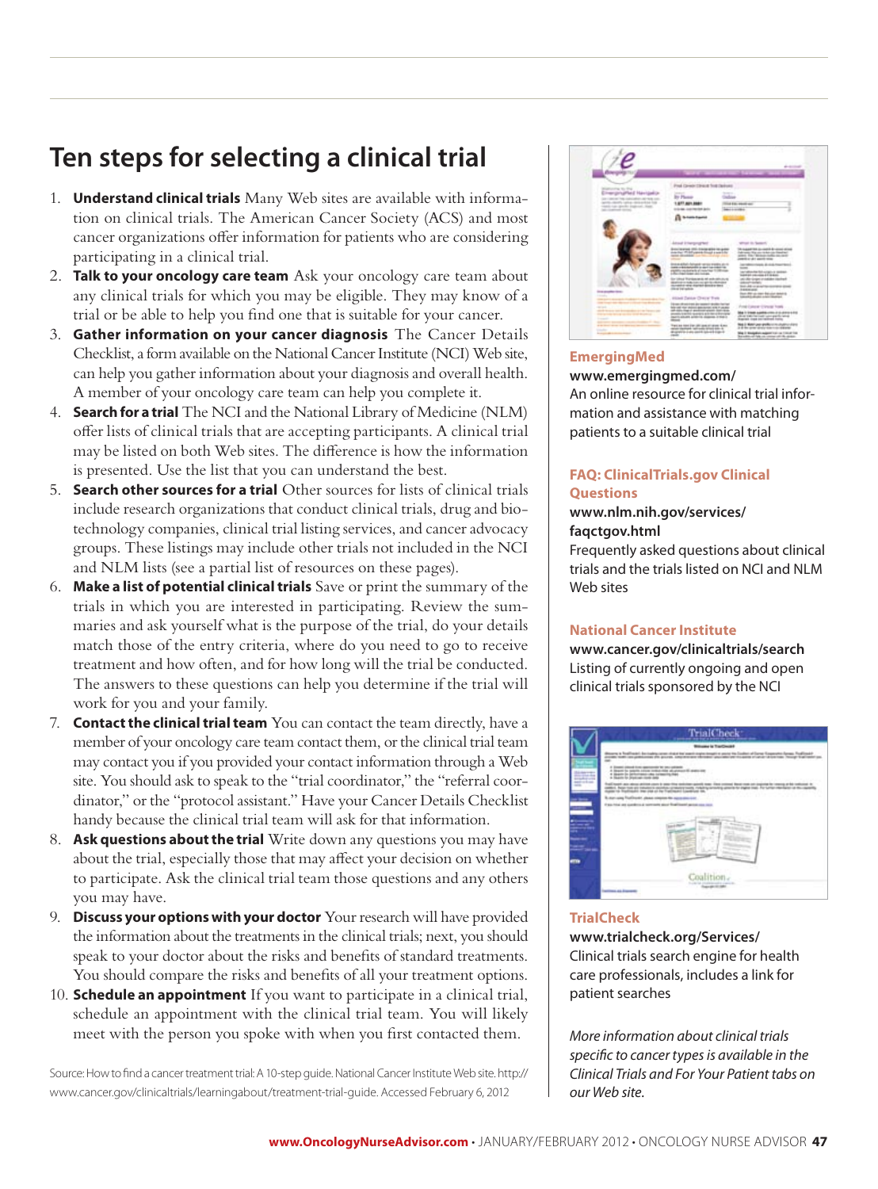# Ten steps for selecting a clinical trial

1. **Understand clinical trials** Many Web sites are available with information on clinical trials. The American Cancer Society (ACS) and most cancer organizations offer information for patients who are considering participating in a clinical trial.
2. **Talk to your oncology care team** Ask your oncology care team about any clinical trials for which you may be eligible. They may know of a trial or be able to help you find one that is suitable for your cancer.
3. **Gather information on your cancer diagnosis** The Cancer Details Checklist, a form available on the National Cancer Institute (NCI) Web site, can help you gather information about your diagnosis and overall health. A member of your oncology care team can help you complete it.
4. **Search for a trial** The NCI and the National Library of Medicine (NLM) offer lists of clinical trials that are accepting participants. A clinical trial may be listed on both Web sites. The difference is how the information is presented. Use the list that you can understand the best.
5. **Search other sources for a trial** Other sources for lists of clinical trials include research organizations that conduct clinical trials, drug and biotechnology companies, clinical trial listing services, and cancer advocacy groups. These listings may include other trials not included in the NCI and NLM lists (see a partial list of resources on these pages).
6. **Make a list of potential clinical trials** Save or print the summary of the trials in which you are interested in participating. Review the summaries and ask yourself what is the purpose of the trial, do your details match those of the entry criteria, where do you need to go to receive treatment and how often, and for how long will the trial be conducted. The answers to these questions can help you determine if the trial will work for you and your family.
7. **Contact the clinical trial team** You can contact the team directly, have a member of your oncology care team contact them, or the clinical trial team may contact you if you provided your contact information through a Web site. You should ask to speak to the "trial coordinator," the "referral coordinator," or the "protocol assistant." Have your Cancer Details Checklist handy because the clinical trial team will ask for that information.
8. **Ask questions about the trial** Write down any questions you may have about the trial, especially those that may affect your decision on whether to participate. Ask the clinical trial team those questions and any others you may have.
9. **Discuss your options with your doctor** Your research will have provided the information about the treatments in the clinical trials; next, you should speak to your doctor about the risks and benefits of standard treatments. You should compare the risks and benefits of all your treatment options.
10. **Schedule an appointment** If you want to participate in a clinical trial, schedule an appointment with the clinical trial team. You will likely meet with the person you spoke with when you first contacted them.

Source: How to find a cancer treatment trial: A 10-step guide. National Cancer Institute Web site. http://www.cancer.gov/clinicaltrials/learningabout/treatment-trial-guide. Accessed February 6, 2012

**EmergingMed**
www.emergingmed.com/
An online resource for clinical trial information and assistance with matching patients to a suitable clinical trial

**FAQ: ClinicalTrials.gov Clinical Questions**
www.nlm.nih.gov/services/faqctgov.html
Frequently asked questions about clinical trials and the trials listed on NCI and NLM Web sites

**National Cancer Institute**
www.cancer.gov/clinicaltrials/search
Listing of currently ongoing and open clinical trials sponsored by the NCI

**TrialCheck**
www.trialcheck.org/Services/
Clinical trials search engine for health care professionals, includes a link for patient searches

*More information about clinical trials specific to cancer types is available in the Clinical Trials and For Your Patient tabs on our Web site.*